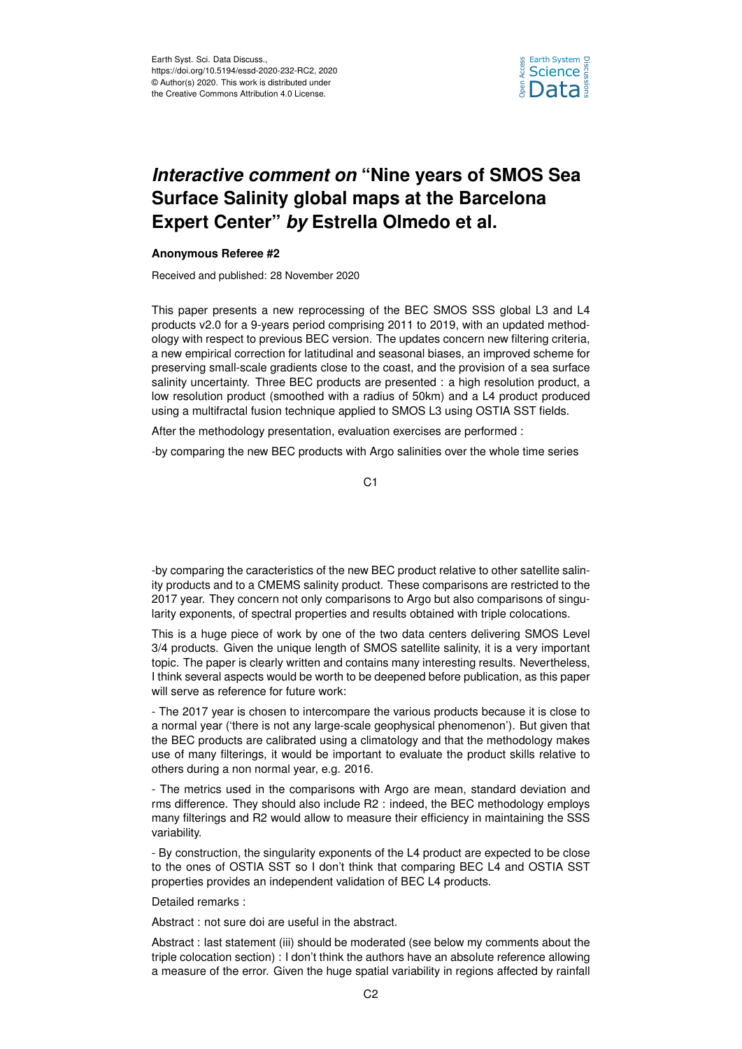Earth Syst. Sci. Data Discuss.,
https://doi.org/10.5194/essd-2020-232-RC2, 2020
© Author(s) 2020. This work is distributed under
the Creative Commons Attribution 4.0 License.

# *Interactive comment on* "Nine years of SMOS Sea Surface Salinity global maps at the Barcelona Expert Center" *by* Estrella Olmedo et al.

**Anonymous Referee #2**

Received and published: 28 November 2020

This paper presents a new reprocessing of the BEC SMOS SSS global L3 and L4 products v2.0 for a 9-years period comprising 2011 to 2019, with an updated methodology with respect to previous BEC version. The updates concern new filtering criteria, a new empirical correction for latitudinal and seasonal biases, an improved scheme for preserving small-scale gradients close to the coast, and the provision of a sea surface salinity uncertainty. Three BEC products are presented : a high resolution product, a low resolution product (smoothed with a radius of 50km) and a L4 product produced using a multifractal fusion technique applied to SMOS L3 using OSTIA SST fields.

After the methodology presentation, evaluation exercises are performed :

-by comparing the new BEC products with Argo salinities over the whole time series

-by comparing the caracteristics of the new BEC product relative to other satellite salinity products and to a CMEMS salinity product. These comparisons are restricted to the 2017 year. They concern not only comparisons to Argo but also comparisons of singularity exponents, of spectral properties and results obtained with triple colocations.

This is a huge piece of work by one of the two data centers delivering SMOS Level 3/4 products. Given the unique length of SMOS satellite salinity, it is a very important topic. The paper is clearly written and contains many interesting results. Nevertheless, I think several aspects would be worth to be deepened before publication, as this paper will serve as reference for future work:

- The 2017 year is chosen to intercompare the various products because it is close to a normal year ('there is not any large-scale geophysical phenomenon'). But given that the BEC products are calibrated using a climatology and that the methodology makes use of many filterings, it would be important to evaluate the product skills relative to others during a non normal year, e.g. 2016.

- The metrics used in the comparisons with Argo are mean, standard deviation and rms difference. They should also include R2 : indeed, the BEC methodology employs many filterings and R2 would allow to measure their efficiency in maintaining the SSS variability.

- By construction, the singularity exponents of the L4 product are expected to be close to the ones of OSTIA SST so I don't think that comparing BEC L4 and OSTIA SST properties provides an independent validation of BEC L4 products.

Detailed remarks :

Abstract : not sure doi are useful in the abstract.

Abstract : last statement (iii) should be moderated (see below my comments about the triple colocation section) : I don't think the authors have an absolute reference allowing a measure of the error. Given the huge spatial variability in regions affected by rainfall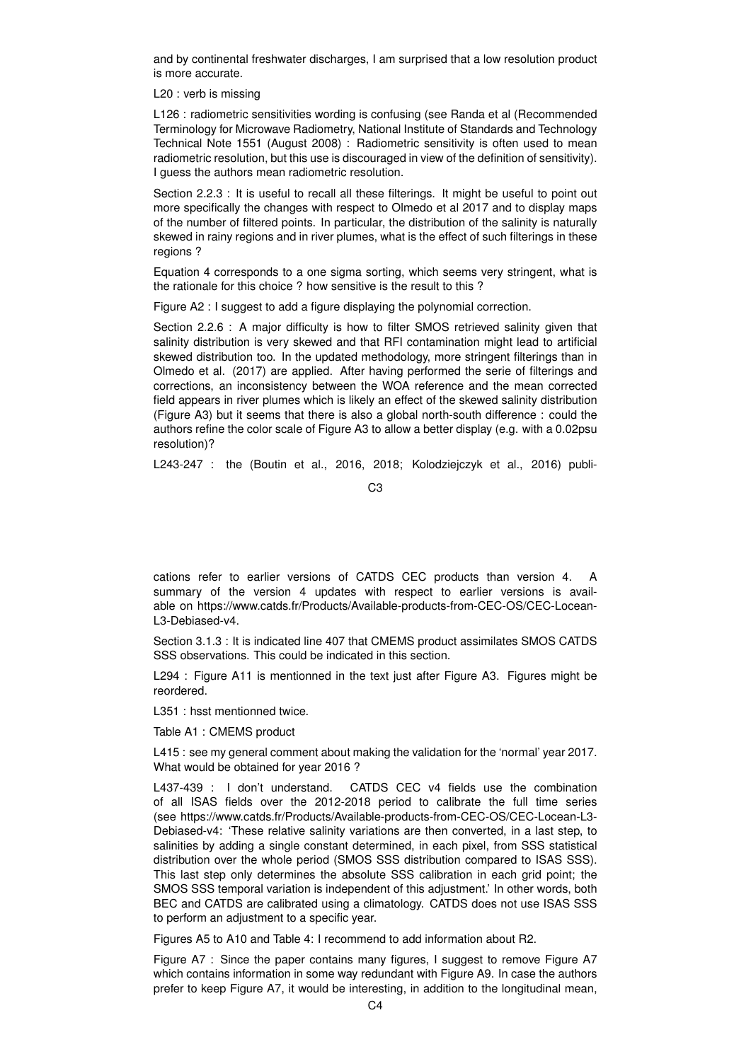and by continental freshwater discharges, I am surprised that a low resolution product is more accurate.

L20 : verb is missing

L126 : radiometric sensitivities wording is confusing (see Randa et al (Recommended Terminology for Microwave Radiometry, National Institute of Standards and Technology Technical Note 1551 (August 2008) : Radiometric sensitivity is often used to mean radiometric resolution, but this use is discouraged in view of the definition of sensitivity). I guess the authors mean radiometric resolution.

Section 2.2.3 : It is useful to recall all these filterings. It might be useful to point out more specifically the changes with respect to Olmedo et al 2017 and to display maps of the number of filtered points. In particular, the distribution of the salinity is naturally skewed in rainy regions and in river plumes, what is the effect of such filterings in these regions ?

Equation 4 corresponds to a one sigma sorting, which seems very stringent, what is the rationale for this choice ? how sensitive is the result to this ?

Figure A2 : I suggest to add a figure displaying the polynomial correction.

Section 2.2.6 : A major difficulty is how to filter SMOS retrieved salinity given that salinity distribution is very skewed and that RFI contamination might lead to artificial skewed distribution too. In the updated methodology, more stringent filterings than in Olmedo et al. (2017) are applied. After having performed the serie of filterings and corrections, an inconsistency between the WOA reference and the mean corrected field appears in river plumes which is likely an effect of the skewed salinity distribution (Figure A3) but it seems that there is also a global north-south difference : could the authors refine the color scale of Figure A3 to allow a better display (e.g. with a 0.02psu resolution)?

L243-247 : the (Boutin et al., 2016, 2018; Kolodziejczyk et al., 2016) publications refer to earlier versions of CATDS CEC products than version 4. A summary of the version 4 updates with respect to earlier versions is available on https://www.catds.fr/Products/Available-products-from-CEC-OS/CEC-Locean-L3-Debiased-v4.

Section 3.1.3 : It is indicated line 407 that CMEMS product assimilates SMOS CATDS SSS observations. This could be indicated in this section.

L294 : Figure A11 is mentionned in the text just after Figure A3. Figures might be reordered.

L351 : hsst mentionned twice.

Table A1 : CMEMS product

L415 : see my general comment about making the validation for the 'normal' year 2017. What would be obtained for year 2016 ?

L437-439 : I don't understand. CATDS CEC v4 fields use the combination of all ISAS fields over the 2012-2018 period to calibrate the full time series (see https://www.catds.fr/Products/Available-products-from-CEC-OS/CEC-Locean-L3-Debiased-v4: 'These relative salinity variations are then converted, in a last step, to salinities by adding a single constant determined, in each pixel, from SSS statistical distribution over the whole period (SMOS SSS distribution compared to ISAS SSS). This last step only determines the absolute SSS calibration in each grid point; the SMOS SSS temporal variation is independent of this adjustment.' In other words, both BEC and CATDS are calibrated using a climatology. CATDS does not use ISAS SSS to perform an adjustment to a specific year.

Figures A5 to A10 and Table 4: I recommend to add information about R2.

Figure A7 : Since the paper contains many figures, I suggest to remove Figure A7 which contains information in some way redundant with Figure A9. In case the authors prefer to keep Figure A7, it would be interesting, in addition to the longitudinal mean,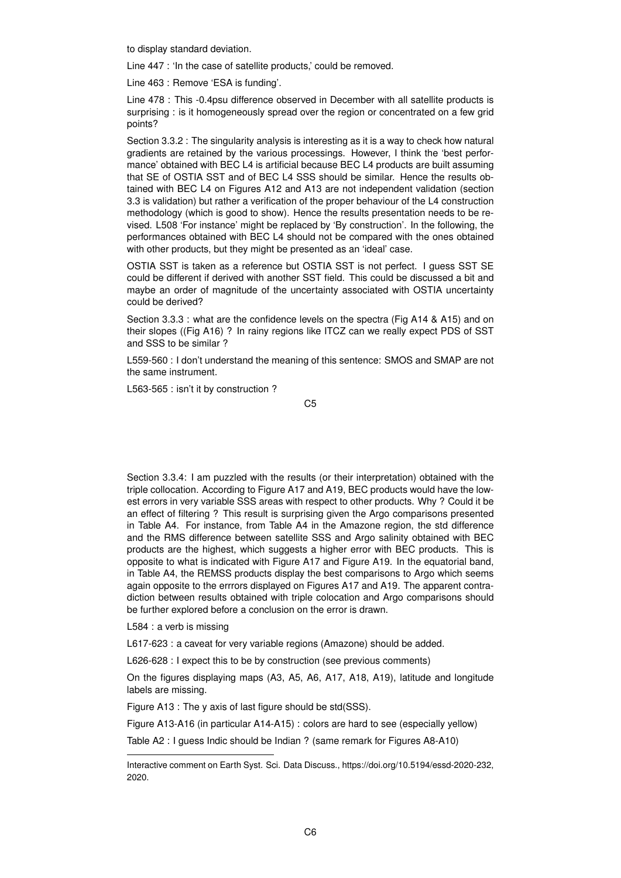to display standard deviation.

Line 447 : 'In the case of satellite products,' could be removed.

Line 463 : Remove 'ESA is funding'.

Line 478 : This -0.4psu difference observed in December with all satellite products is surprising : is it homogeneously spread over the region or concentrated on a few grid points?

Section 3.3.2 : The singularity analysis is interesting as it is a way to check how natural gradients are retained by the various processings. However, I think the 'best performance' obtained with BEC L4 is artificial because BEC L4 products are built assuming that SE of OSTIA SST and of BEC L4 SSS should be similar. Hence the results obtained with BEC L4 on Figures A12 and A13 are not independent validation (section 3.3 is validation) but rather a verification of the proper behaviour of the L4 construction methodology (which is good to show). Hence the results presentation needs to be revised. L508 'For instance' might be replaced by 'By construction'. In the following, the performances obtained with BEC L4 should not be compared with the ones obtained with other products, but they might be presented as an 'ideal' case.

OSTIA SST is taken as a reference but OSTIA SST is not perfect. I guess SST SE could be different if derived with another SST field. This could be discussed a bit and maybe an order of magnitude of the uncertainty associated with OSTIA uncertainty could be derived?

Section 3.3.3 : what are the confidence levels on the spectra (Fig A14 & A15) and on their slopes ((Fig A16) ? In rainy regions like ITCZ can we really expect PDS of SST and SSS to be similar ?

L559-560 : I don't understand the meaning of this sentence: SMOS and SMAP are not the same instrument.

L563-565 : isn't it by construction ?

Section 3.3.4: I am puzzled with the results (or their interpretation) obtained with the triple collocation. According to Figure A17 and A19, BEC products would have the lowest errors in very variable SSS areas with respect to other products. Why ? Could it be an effect of filtering ? This result is surprising given the Argo comparisons presented in Table A4. For instance, from Table A4 in the Amazone region, the std difference and the RMS difference between satellite SSS and Argo salinity obtained with BEC products are the highest, which suggests a higher error with BEC products. This is opposite to what is indicated with Figure A17 and Figure A19. In the equatorial band, in Table A4, the REMSS products display the best comparisons to Argo which seems again opposite to the errrors displayed on Figures A17 and A19. The apparent contradiction between results obtained with triple colocation and Argo comparisons should be further explored before a conclusion on the error is drawn.

L584 : a verb is missing

L617-623 : a caveat for very variable regions (Amazone) should be added.

L626-628 : I expect this to be by construction (see previous comments)

On the figures displaying maps (A3, A5, A6, A17, A18, A19), latitude and longitude labels are missing.

Figure A13 : The y axis of last figure should be std(SSS).

Figure A13-A16 (in particular A14-A15) : colors are hard to see (especially yellow)

Table A2 : I guess Indic should be Indian ? (same remark for Figures A8-A10)

---

Interactive comment on Earth Syst. Sci. Data Discuss., https://doi.org/10.5194/essd-2020-232, 2020.